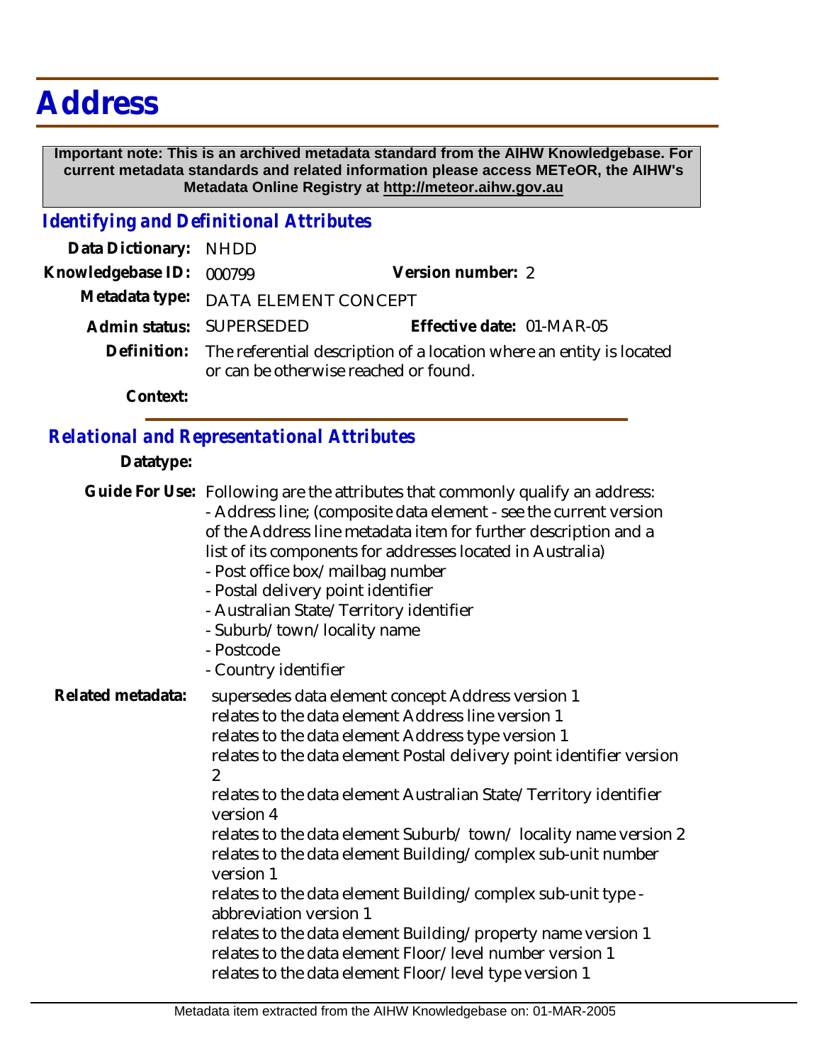# Address

**Important note: This is an archived metadata standard from the AIHW Knowledgebase. For current metadata standards and related information please access METeOR, the AIHW's Metadata Online Registry at http://meteor.aihw.gov.au**

## *Identifying and Definitional Attributes*

**Data Dictionary:** NHDD

**Knowledgebase ID:** 000799 **Version number:** 2

**Metadata type:** DATA ELEMENT CONCEPT

**Admin status:** SUPERSEDED **Effective date:** 01-MAR-05

**Definition:** The referential description of a location where an entity is located or can be otherwise reached or found.

**Context:**

## *Relational and Representational Attributes*

**Datatype:**

**Guide For Use:** Following are the attributes that commonly qualify an address:
- Address line; (composite data element - see the current version of the Address line metadata item for further description and a list of its components for addresses located in Australia)
- Post office box/mailbag number
- Postal delivery point identifier
- Australian State/Territory identifier
- Suburb/town/locality name
- Postcode
- Country identifier

**Related metadata:**
supersedes data element concept Address version 1
relates to the data element Address line version 1
relates to the data element Address type version 1
relates to the data element Postal delivery point identifier version 2
relates to the data element Australian State/Territory identifier version 4
relates to the data element Suburb/ town/ locality name version 2
relates to the data element Building/complex sub-unit number version 1
relates to the data element Building/complex sub-unit type - abbreviation version 1
relates to the data element Building/property name version 1
relates to the data element Floor/level number version 1
relates to the data element Floor/level type version 1

Metadata item extracted from the AIHW Knowledgebase on: 01-MAR-2005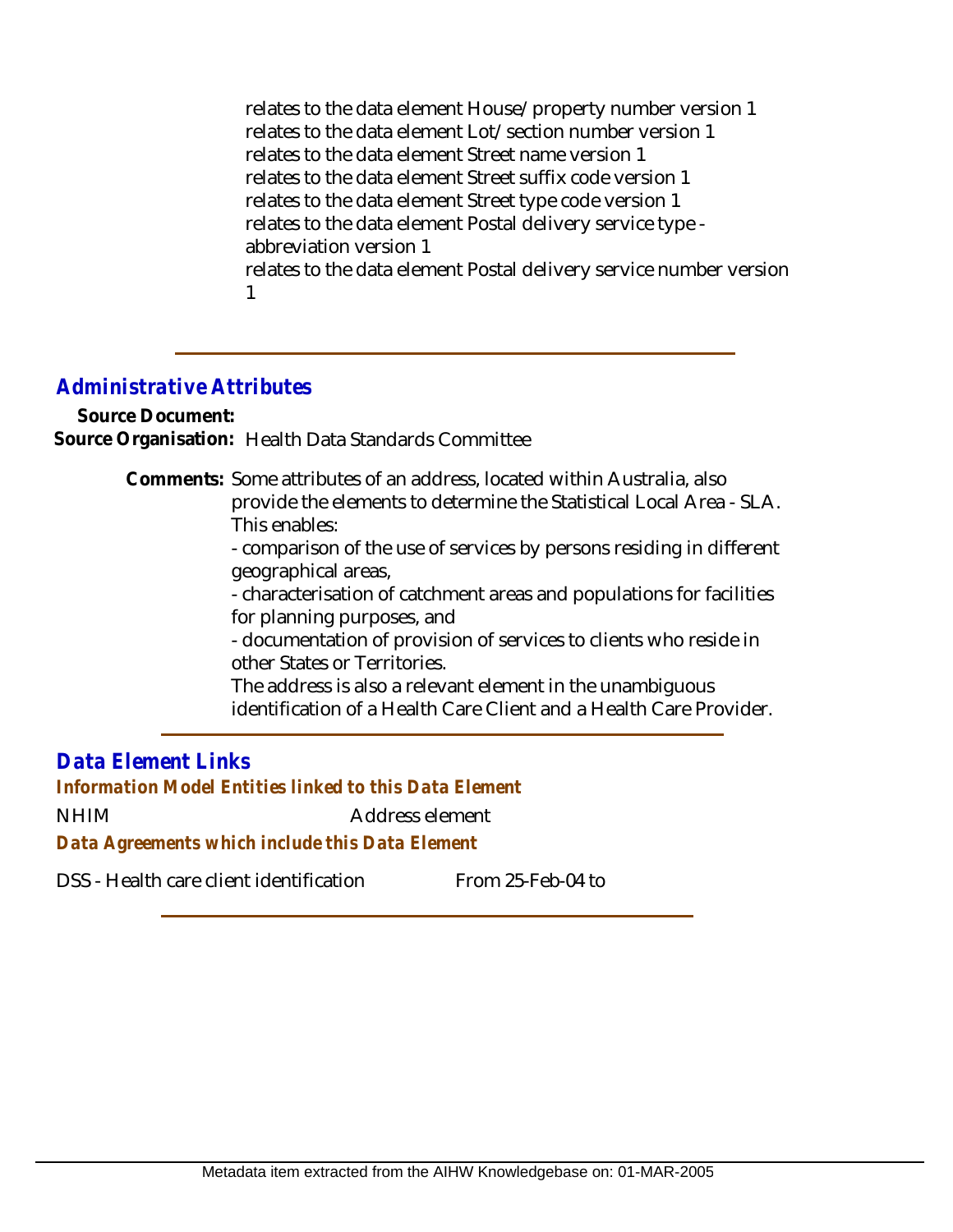relates to the data element House/property number version 1
relates to the data element Lot/section number version 1
relates to the data element Street name version 1
relates to the data element Street suffix code version 1
relates to the data element Street type code version 1
relates to the data element Postal delivery service type - abbreviation version 1
relates to the data element Postal delivery service number version 1

## Administrative Attributes

**Source Document:**

**Source Organisation:** Health Data Standards Committee

**Comments:** Some attributes of an address, located within Australia, also provide the elements to determine the Statistical Local Area - SLA. This enables:

- comparison of the use of services by persons residing in different geographical areas,
- characterisation of catchment areas and populations for facilities for planning purposes, and
- documentation of provision of services to clients who reside in other States or Territories.

The address is also a relevant element in the unambiguous identification of a Health Care Client and a Health Care Provider.

## Data Element Links

### Information Model Entities linked to this Data Element

NHIM Address element

### Data Agreements which include this Data Element

DSS - Health care client identification From 25-Feb-04 to

Metadata item extracted from the AIHW Knowledgebase on: 01-MAR-2005